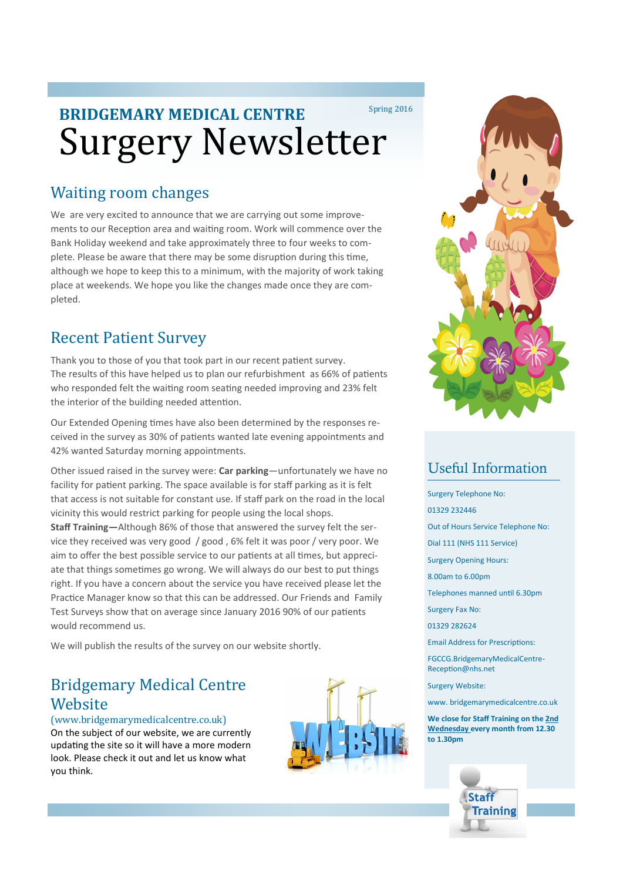# BRIDGEMARY MEDICAL CENTRE

Spring 2016

# Surgery Newsletter

## Waiting room changes

We are very excited to announce that we are carrying out some improvements to our Reception area and waiting room. Work will commence over the Bank Holiday weekend and take approximately three to four weeks to complete. Please be aware that there may be some disruption during this time, although we hope to keep this to a minimum, with the majority of work taking place at weekends. We hope you like the changes made once they are completed.

## Recent Patient Survey

Thank you to those of you that took part in our recent patient survey. The results of this have helped us to plan our refurbishment as 66% of patients who responded felt the waiting room seating needed improving and 23% felt the interior of the building needed attention.

Our Extended Opening times have also been determined by the responses received in the survey as 30% of patients wanted late evening appointments and 42% wanted Saturday morning appointments.

Other issued raised in the survey were: **Car parking**—unfortunately we have no facility for patient parking. The space available is for staff parking as it is felt that access is not suitable for constant use. If staff park on the road in the local vicinity this would restrict parking for people using the local shops.
**Staff Training—**Although 86% of those that answered the survey felt the service they received was very good / good , 6% felt it was poor / very poor. We aim to offer the best possible service to our patients at all times, but appreciate that things sometimes go wrong. We will always do our best to put things right. If you have a concern about the service you have received please let the Practice Manager know so that this can be addressed. Our Friends and Family Test Surveys show that on average since January 2016 90% of our patients would recommend us.

We will publish the results of the survey on our website shortly.

## Bridgemary Medical Centre Website

(www.bridgemarymedicalcentre.co.uk)

On the subject of our website, we are currently updating the site so it will have a more modern look. Please check it out and let us know what you think.

## Useful Information

Surgery Telephone No:

01329 232446

Out of Hours Service Telephone No:

Dial 111 (NHS 111 Service)

Surgery Opening Hours:

8.00am to 6.00pm

Telephones manned until 6.30pm

Surgery Fax No:

01329 282624

Email Address for Prescriptions:

FGCCG.BridgemaryMedicalCentre-Reception@nhs.net

Surgery Website:

www. bridgemarymedicalcentre.co.uk

**We close for Staff Training on the 2nd Wednesday every month from 12.30 to 1.30pm**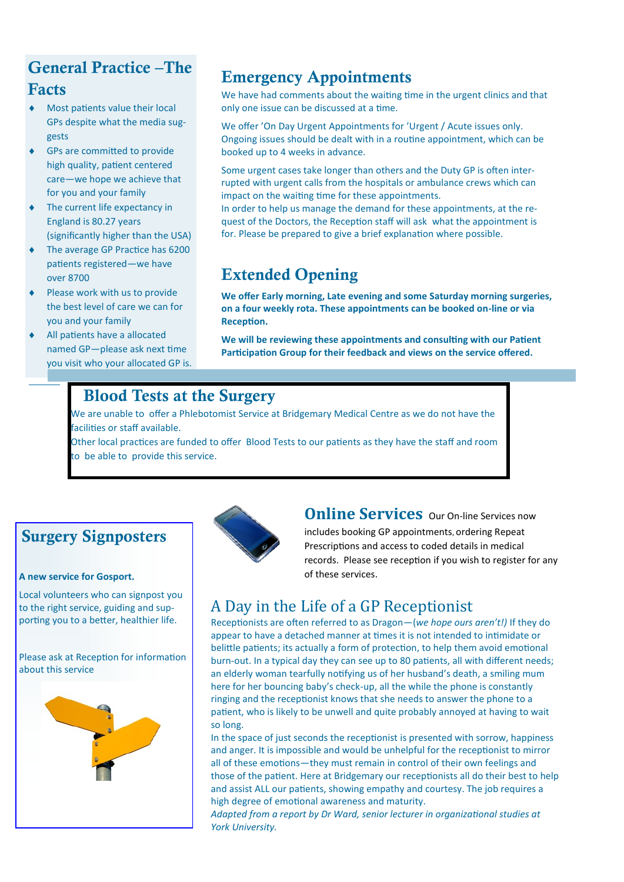## General Practice –The Facts

- Most patients value their local GPs despite what the media suggests
- GPs are committed to provide high quality, patient centered care—we hope we achieve that for you and your family
- The current life expectancy in England is 80.27 years (significantly higher than the USA)
- The average GP Practice has 6200 patients registered—we have over 8700
- Please work with us to provide the best level of care we can for you and your family
- All patients have a allocated named GP—please ask next time you visit who your allocated GP is.

## Emergency Appointments

We have had comments about the waiting time in the urgent clinics and that only one issue can be discussed at a time.

We offer 'On Day Urgent Appointments for 'Urgent / Acute issues only. Ongoing issues should be dealt with in a routine appointment, which can be booked up to 4 weeks in advance.

Some urgent cases take longer than others and the Duty GP is often interrupted with urgent calls from the hospitals or ambulance crews which can impact on the waiting time for these appointments.
In order to help us manage the demand for these appointments, at the request of the Doctors, the Reception staff will ask what the appointment is for. Please be prepared to give a brief explanation where possible.

## Extended Opening

**We offer Early morning, Late evening and some Saturday morning surgeries, on a four weekly rota. These appointments can be booked on-line or via Reception.**

**We will be reviewing these appointments and consulting with our Patient Participation Group for their feedback and views on the service offered.**

## Blood Tests at the Surgery

We are unable to offer a Phlebotomist Service at Bridgemary Medical Centre as we do not have the facilities or staff available.
Other local practices are funded to offer Blood Tests to our patients as they have the staff and room to be able to provide this service.

## Surgery Signposters

**A new service for Gosport.**

Local volunteers who can signpost you to the right service, guiding and supporting you to a better, healthier life.

Please ask at Reception for information about this service

## Online Services

Our On-line Services now includes booking GP appointments, ordering Repeat Prescriptions and access to coded details in medical records. Please see reception if you wish to register for any of these services.

## A Day in the Life of a GP Receptionist

Receptionists are often referred to as Dragon—(*we hope ours aren't!)* If they do appear to have a detached manner at times it is not intended to intimidate or belittle patients; its actually a form of protection, to help them avoid emotional burn-out. In a typical day they can see up to 80 patients, all with different needs; an elderly woman tearfully notifying us of her husband's death, a smiling mum here for her bouncing baby's check-up, all the while the phone is constantly ringing and the receptionist knows that she needs to answer the phone to a patient, who is likely to be unwell and quite probably annoyed at having to wait so long.
In the space of just seconds the receptionist is presented with sorrow, happiness and anger. It is impossible and would be unhelpful for the receptionist to mirror all of these emotions—they must remain in control of their own feelings and those of the patient. Here at Bridgemary our receptionists all do their best to help and assist ALL our patients, showing empathy and courtesy. The job requires a high degree of emotional awareness and maturity.
*Adapted from a report by Dr Ward, senior lecturer in organizational studies at York University.*